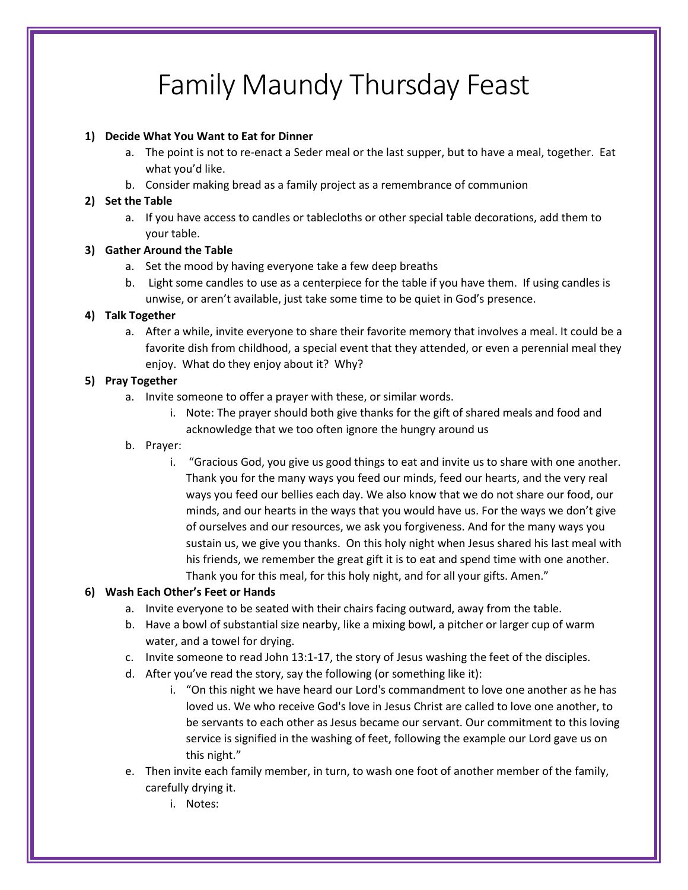# Family Maundy Thursday Feast

1) **Decide What You Want to Eat for Dinner**
   a. The point is not to re-enact a Seder meal or the last supper, but to have a meal, together. Eat what you'd like.
   b. Consider making bread as a family project as a remembrance of communion
2) **Set the Table**
   a. If you have access to candles or tablecloths or other special table decorations, add them to your table.
3) **Gather Around the Table**
   a. Set the mood by having everyone take a few deep breaths
   b. Light some candles to use as a centerpiece for the table if you have them. If using candles is unwise, or aren't available, just take some time to be quiet in God's presence.
4) **Talk Together**
   a. After a while, invite everyone to share their favorite memory that involves a meal. It could be a favorite dish from childhood, a special event that they attended, or even a perennial meal they enjoy. What do they enjoy about it? Why?
5) **Pray Together**
   a. Invite someone to offer a prayer with these, or similar words.
      i. Note: The prayer should both give thanks for the gift of shared meals and food and acknowledge that we too often ignore the hungry around us
   b. Prayer:
      i. "Gracious God, you give us good things to eat and invite us to share with one another. Thank you for the many ways you feed our minds, feed our hearts, and the very real ways you feed our bellies each day. We also know that we do not share our food, our minds, and our hearts in the ways that you would have us. For the ways we don't give of ourselves and our resources, we ask you forgiveness. And for the many ways you sustain us, we give you thanks. On this holy night when Jesus shared his last meal with his friends, we remember the great gift it is to eat and spend time with one another. Thank you for this meal, for this holy night, and for all your gifts. Amen."
6) **Wash Each Other's Feet or Hands**
   a. Invite everyone to be seated with their chairs facing outward, away from the table.
   b. Have a bowl of substantial size nearby, like a mixing bowl, a pitcher or larger cup of warm water, and a towel for drying.
   c. Invite someone to read John 13:1-17, the story of Jesus washing the feet of the disciples.
   d. After you've read the story, say the following (or something like it):
      i. "On this night we have heard our Lord's commandment to love one another as he has loved us. We who receive God's love in Jesus Christ are called to love one another, to be servants to each other as Jesus became our servant. Our commitment to this loving service is signified in the washing of feet, following the example our Lord gave us on this night."
   e. Then invite each family member, in turn, to wash one foot of another member of the family, carefully drying it.
      i. Notes: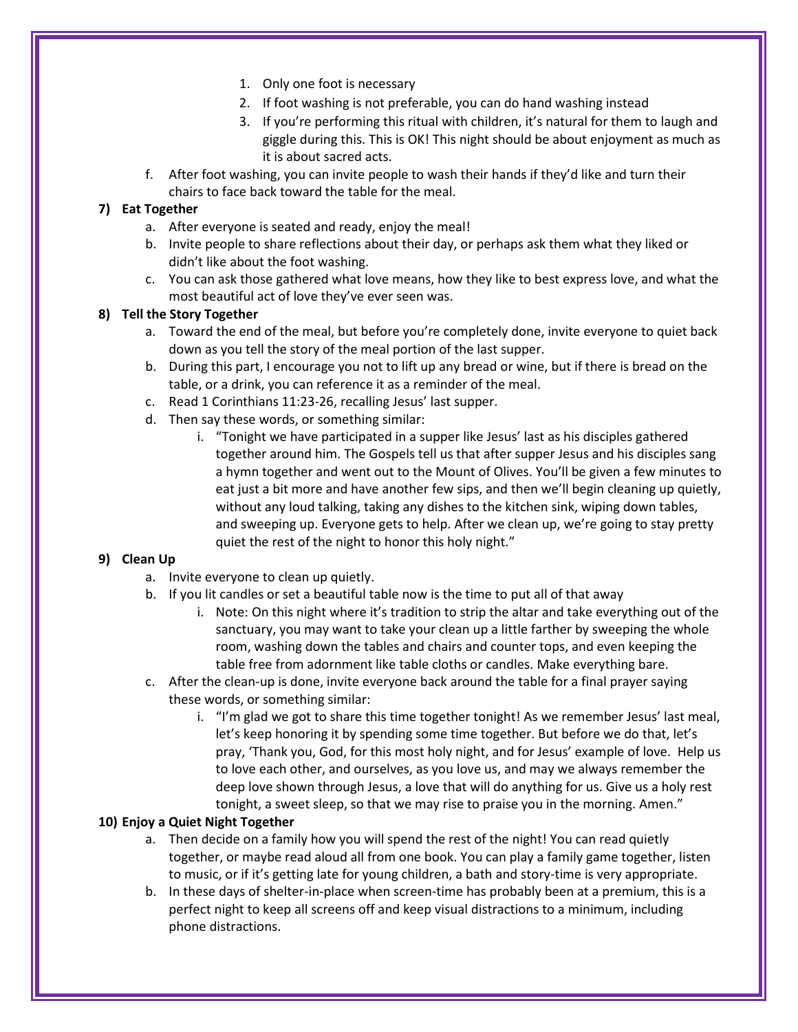1. Only one foot is necessary
2. If foot washing is not preferable, you can do hand washing instead
3. If you're performing this ritual with children, it's natural for them to laugh and giggle during this. This is OK! This night should be about enjoyment as much as it is about sacred acts.

f. After foot washing, you can invite people to wash their hands if they'd like and turn their chairs to face back toward the table for the meal.

**7) Eat Together**

a. After everyone is seated and ready, enjoy the meal!

b. Invite people to share reflections about their day, or perhaps ask them what they liked or didn't like about the foot washing.

c. You can ask those gathered what love means, how they like to best express love, and what the most beautiful act of love they've ever seen was.

**8) Tell the Story Together**

a. Toward the end of the meal, but before you're completely done, invite everyone to quiet back down as you tell the story of the meal portion of the last supper.

b. During this part, I encourage you not to lift up any bread or wine, but if there is bread on the table, or a drink, you can reference it as a reminder of the meal.

c. Read 1 Corinthians 11:23-26, recalling Jesus' last supper.

d. Then say these words, or something similar:

i. "Tonight we have participated in a supper like Jesus' last as his disciples gathered together around him. The Gospels tell us that after supper Jesus and his disciples sang a hymn together and went out to the Mount of Olives. You'll be given a few minutes to eat just a bit more and have another few sips, and then we'll begin cleaning up quietly, without any loud talking, taking any dishes to the kitchen sink, wiping down tables, and sweeping up. Everyone gets to help. After we clean up, we're going to stay pretty quiet the rest of the night to honor this holy night."

**9) Clean Up**

a. Invite everyone to clean up quietly.

b. If you lit candles or set a beautiful table now is the time to put all of that away

i. Note: On this night where it's tradition to strip the altar and take everything out of the sanctuary, you may want to take your clean up a little farther by sweeping the whole room, washing down the tables and chairs and counter tops, and even keeping the table free from adornment like table cloths or candles. Make everything bare.

c. After the clean-up is done, invite everyone back around the table for a final prayer saying these words, or something similar:

i. "I'm glad we got to share this time together tonight! As we remember Jesus' last meal, let's keep honoring it by spending some time together. But before we do that, let's pray, 'Thank you, God, for this most holy night, and for Jesus' example of love. Help us to love each other, and ourselves, as you love us, and may we always remember the deep love shown through Jesus, a love that will do anything for us. Give us a holy rest tonight, a sweet sleep, so that we may rise to praise you in the morning. Amen."

**10) Enjoy a Quiet Night Together**

a. Then decide on a family how you will spend the rest of the night! You can read quietly together, or maybe read aloud all from one book. You can play a family game together, listen to music, or if it's getting late for young children, a bath and story-time is very appropriate.

b. In these days of shelter-in-place when screen-time has probably been at a premium, this is a perfect night to keep all screens off and keep visual distractions to a minimum, including phone distractions.